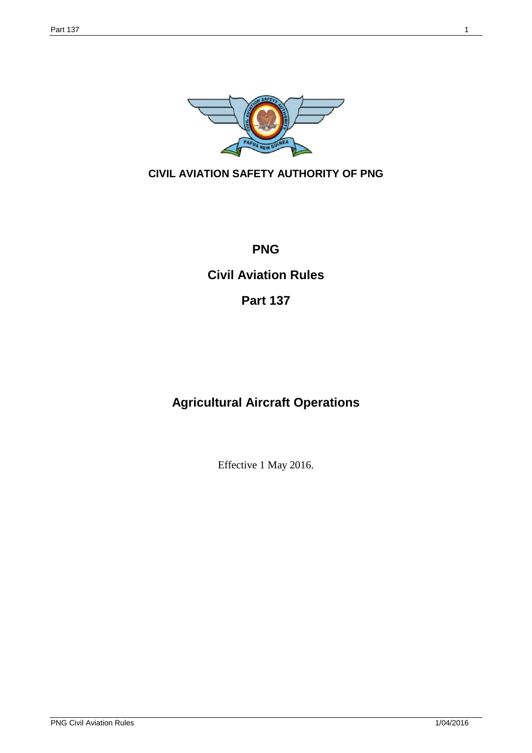**CIVIL AVIATION SAFETY AUTHORITY OF PNG**

# PNG

# Civil Aviation Rules

# Part 137

# Agricultural Aircraft Operations

Effective 1 May 2016.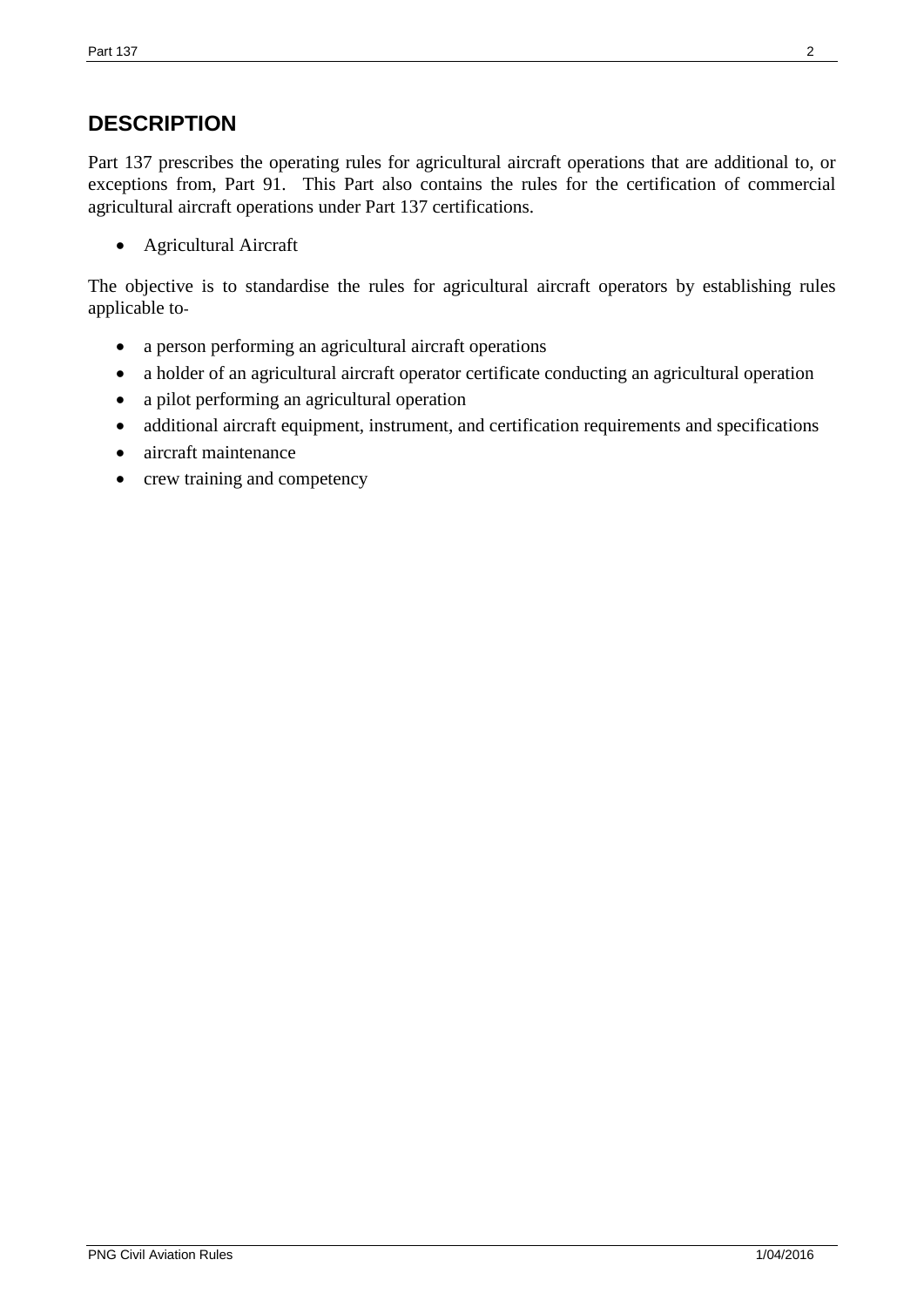# DESCRIPTION

Part 137 prescribes the operating rules for agricultural aircraft operations that are additional to, or exceptions from, Part 91. This Part also contains the rules for the certification of commercial agricultural aircraft operations under Part 137 certifications.

- Agricultural Aircraft

The objective is to standardise the rules for agricultural aircraft operators by establishing rules applicable to-

- a person performing an agricultural aircraft operations
- a holder of an agricultural aircraft operator certificate conducting an agricultural operation
- a pilot performing an agricultural operation
- additional aircraft equipment, instrument, and certification requirements and specifications
- aircraft maintenance
- crew training and competency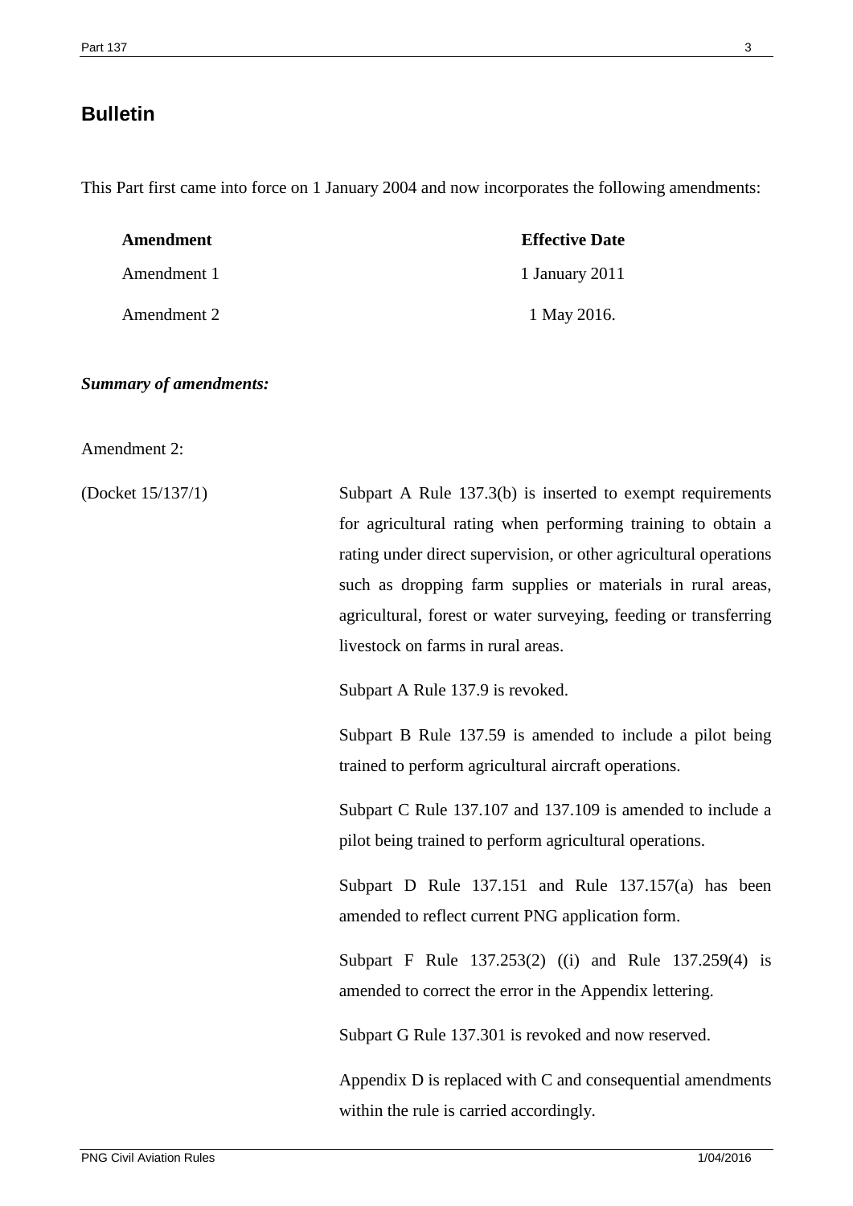# Bulletin

This Part first came into force on 1 January 2004 and now incorporates the following amendments:

| Amendment | Effective Date |
| --- | --- |
| Amendment 1 | 1 January 2011 |
| Amendment 2 | 1 May 2016. |

***Summary of amendments:***

Amendment 2:

(Docket 15/137/1)

Subpart A Rule 137.3(b) is inserted to exempt requirements for agricultural rating when performing training to obtain a rating under direct supervision, or other agricultural operations such as dropping farm supplies or materials in rural areas, agricultural, forest or water surveying, feeding or transferring livestock on farms in rural areas.

Subpart A Rule 137.9 is revoked.

Subpart B Rule 137.59 is amended to include a pilot being trained to perform agricultural aircraft operations.

Subpart C Rule 137.107 and 137.109 is amended to include a pilot being trained to perform agricultural operations.

Subpart D Rule 137.151 and Rule 137.157(a) has been amended to reflect current PNG application form.

Subpart F Rule 137.253(2) ((i) and Rule 137.259(4) is amended to correct the error in the Appendix lettering.

Subpart G Rule 137.301 is revoked and now reserved.

Appendix D is replaced with C and consequential amendments within the rule is carried accordingly.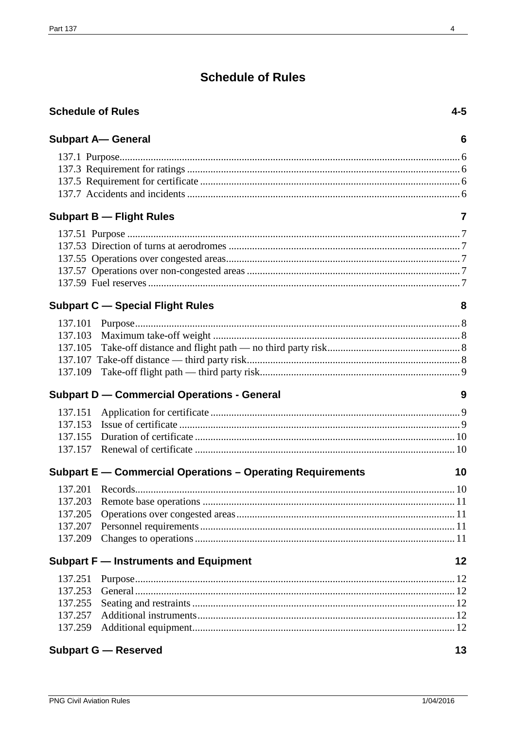# Schedule of Rules

**Schedule of Rules** 4-5

## Subpart A— General 6

137.1 Purpose 6
137.3 Requirement for ratings 6
137.5 Requirement for certificate 6
137.7 Accidents and incidents 6

## Subpart B — Flight Rules 7

137.51 Purpose 7
137.53 Direction of turns at aerodromes 7
137.55 Operations over congested areas 7
137.57 Operations over non-congested areas 7
137.59 Fuel reserves 7

## Subpart C — Special Flight Rules 8

137.101 Purpose 8
137.103 Maximum take-off weight 8
137.105 Take-off distance and flight path — no third party risk 8
137.107 Take-off distance — third party risk 8
137.109 Take-off flight path — third party risk 9

## Subpart D — Commercial Operations - General 9

137.151 Application for certificate 9
137.153 Issue of certificate 9
137.155 Duration of certificate 10
137.157 Renewal of certificate 10

## Subpart E — Commercial Operations – Operating Requirements 10

137.201 Records 10
137.203 Remote base operations 11
137.205 Operations over congested areas 11
137.207 Personnel requirements 11
137.209 Changes to operations 11

## Subpart F — Instruments and Equipment 12

137.251 Purpose 12
137.253 General 12
137.255 Seating and restraints 12
137.257 Additional instruments 12
137.259 Additional equipment 12

## Subpart G — Reserved 13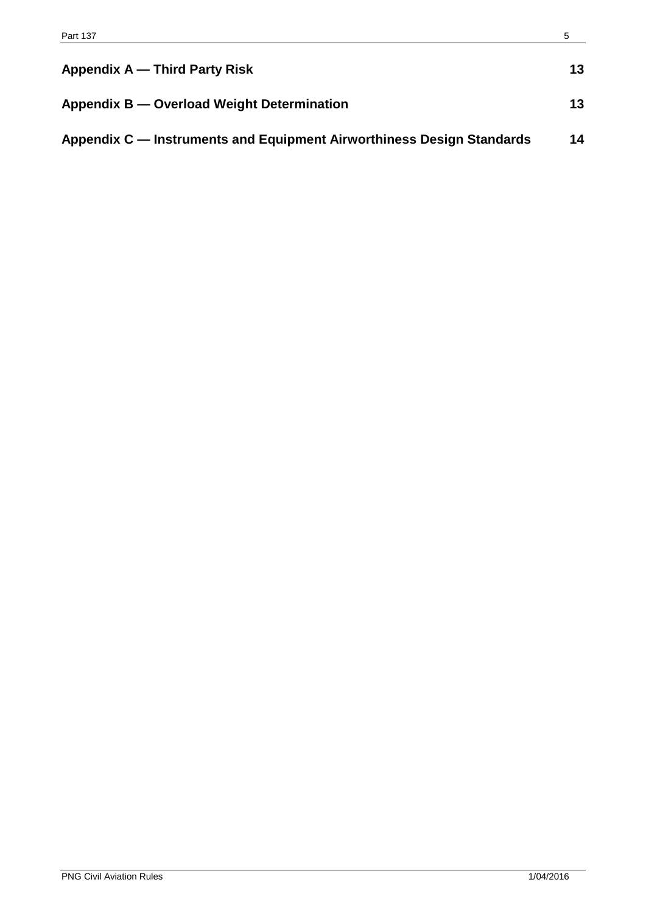**Appendix A — Third Party Risk** 13

**Appendix B — Overload Weight Determination** 13

**Appendix C — Instruments and Equipment Airworthiness Design Standards** 14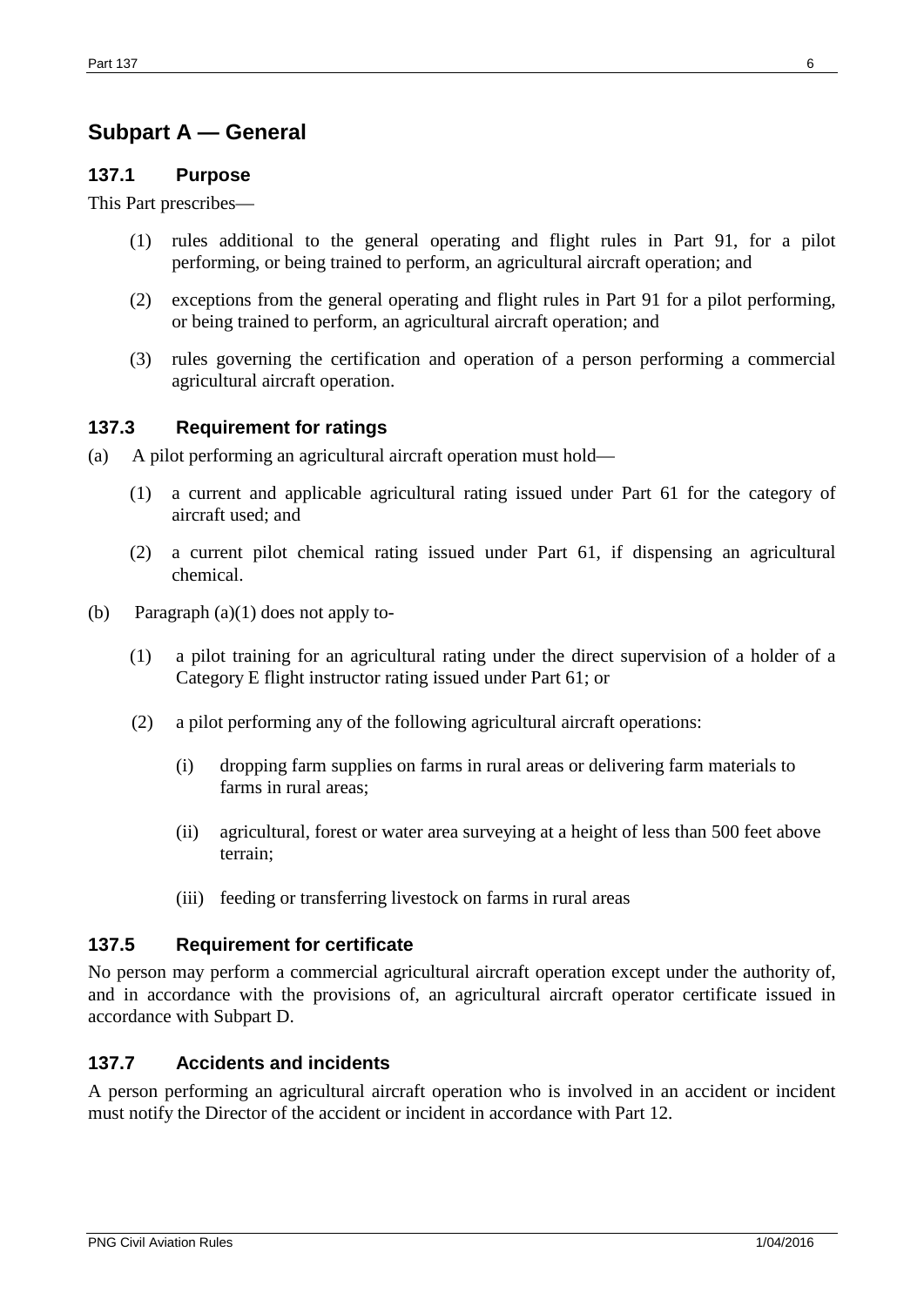## Subpart A — General

### 137.1 Purpose

This Part prescribes—

(1) rules additional to the general operating and flight rules in Part 91, for a pilot performing, or being trained to perform, an agricultural aircraft operation; and

(2) exceptions from the general operating and flight rules in Part 91 for a pilot performing, or being trained to perform, an agricultural aircraft operation; and

(3) rules governing the certification and operation of a person performing a commercial agricultural aircraft operation.

### 137.3 Requirement for ratings

(a) A pilot performing an agricultural aircraft operation must hold—

(1) a current and applicable agricultural rating issued under Part 61 for the category of aircraft used; and

(2) a current pilot chemical rating issued under Part 61, if dispensing an agricultural chemical.

(b) Paragraph (a)(1) does not apply to-

(1) a pilot training for an agricultural rating under the direct supervision of a holder of a Category E flight instructor rating issued under Part 61; or

(2) a pilot performing any of the following agricultural aircraft operations:

(i) dropping farm supplies on farms in rural areas or delivering farm materials to farms in rural areas;

(ii) agricultural, forest or water area surveying at a height of less than 500 feet above terrain;

(iii) feeding or transferring livestock on farms in rural areas

### 137.5 Requirement for certificate

No person may perform a commercial agricultural aircraft operation except under the authority of, and in accordance with the provisions of, an agricultural aircraft operator certificate issued in accordance with Subpart D.

### 137.7 Accidents and incidents

A person performing an agricultural aircraft operation who is involved in an accident or incident must notify the Director of the accident or incident in accordance with Part 12.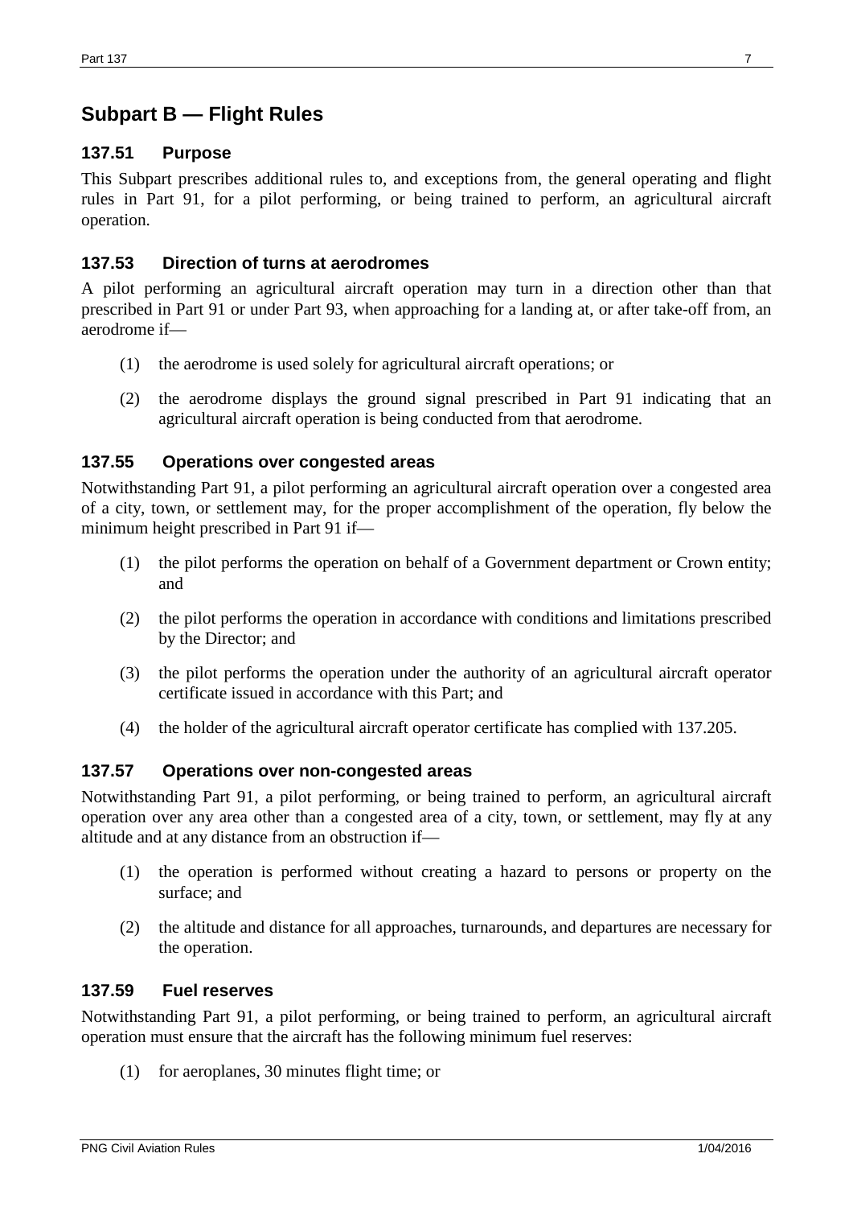## Subpart B — Flight Rules

### 137.51 Purpose

This Subpart prescribes additional rules to, and exceptions from, the general operating and flight rules in Part 91, for a pilot performing, or being trained to perform, an agricultural aircraft operation.

### 137.53 Direction of turns at aerodromes

A pilot performing an agricultural aircraft operation may turn in a direction other than that prescribed in Part 91 or under Part 93, when approaching for a landing at, or after take-off from, an aerodrome if—

(1) the aerodrome is used solely for agricultural aircraft operations; or

(2) the aerodrome displays the ground signal prescribed in Part 91 indicating that an agricultural aircraft operation is being conducted from that aerodrome.

### 137.55 Operations over congested areas

Notwithstanding Part 91, a pilot performing an agricultural aircraft operation over a congested area of a city, town, or settlement may, for the proper accomplishment of the operation, fly below the minimum height prescribed in Part 91 if—

(1) the pilot performs the operation on behalf of a Government department or Crown entity; and

(2) the pilot performs the operation in accordance with conditions and limitations prescribed by the Director; and

(3) the pilot performs the operation under the authority of an agricultural aircraft operator certificate issued in accordance with this Part; and

(4) the holder of the agricultural aircraft operator certificate has complied with 137.205.

### 137.57 Operations over non-congested areas

Notwithstanding Part 91, a pilot performing, or being trained to perform, an agricultural aircraft operation over any area other than a congested area of a city, town, or settlement, may fly at any altitude and at any distance from an obstruction if—

(1) the operation is performed without creating a hazard to persons or property on the surface; and

(2) the altitude and distance for all approaches, turnarounds, and departures are necessary for the operation.

### 137.59 Fuel reserves

Notwithstanding Part 91, a pilot performing, or being trained to perform, an agricultural aircraft operation must ensure that the aircraft has the following minimum fuel reserves:

(1) for aeroplanes, 30 minutes flight time; or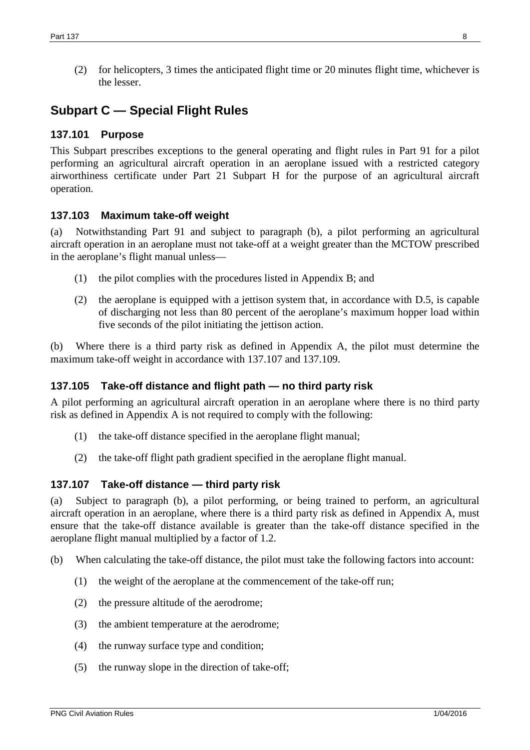(2) for helicopters, 3 times the anticipated flight time or 20 minutes flight time, whichever is the lesser.

## Subpart C — Special Flight Rules

### 137.101 Purpose

This Subpart prescribes exceptions to the general operating and flight rules in Part 91 for a pilot performing an agricultural aircraft operation in an aeroplane issued with a restricted category airworthiness certificate under Part 21 Subpart H for the purpose of an agricultural aircraft operation.

### 137.103 Maximum take-off weight

(a) Notwithstanding Part 91 and subject to paragraph (b), a pilot performing an agricultural aircraft operation in an aeroplane must not take-off at a weight greater than the MCTOW prescribed in the aeroplane's flight manual unless—

(1) the pilot complies with the procedures listed in Appendix B; and

(2) the aeroplane is equipped with a jettison system that, in accordance with D.5, is capable of discharging not less than 80 percent of the aeroplane's maximum hopper load within five seconds of the pilot initiating the jettison action.

(b) Where there is a third party risk as defined in Appendix A, the pilot must determine the maximum take-off weight in accordance with 137.107 and 137.109.

### 137.105 Take-off distance and flight path — no third party risk

A pilot performing an agricultural aircraft operation in an aeroplane where there is no third party risk as defined in Appendix A is not required to comply with the following:

(1) the take-off distance specified in the aeroplane flight manual;

(2) the take-off flight path gradient specified in the aeroplane flight manual.

### 137.107 Take-off distance — third party risk

(a) Subject to paragraph (b), a pilot performing, or being trained to perform, an agricultural aircraft operation in an aeroplane, where there is a third party risk as defined in Appendix A, must ensure that the take-off distance available is greater than the take-off distance specified in the aeroplane flight manual multiplied by a factor of 1.2.

(b) When calculating the take-off distance, the pilot must take the following factors into account:

(1) the weight of the aeroplane at the commencement of the take-off run;

(2) the pressure altitude of the aerodrome;

(3) the ambient temperature at the aerodrome;

(4) the runway surface type and condition;

(5) the runway slope in the direction of take-off;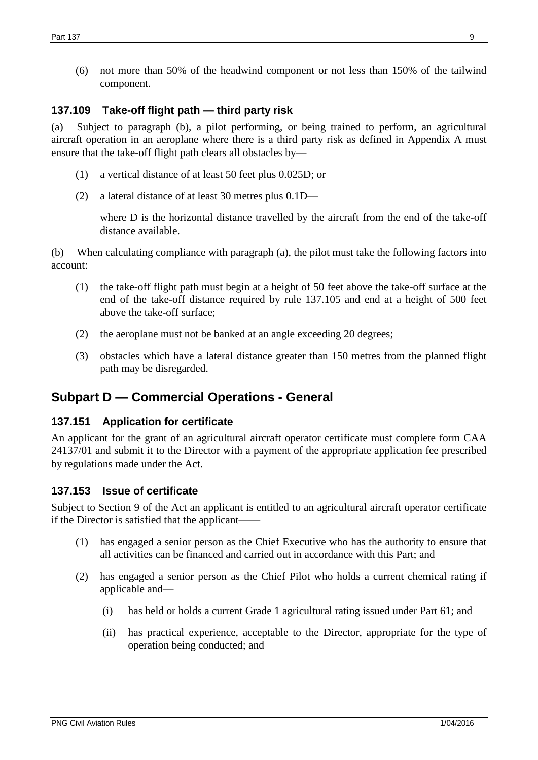(6) not more than 50% of the headwind component or not less than 150% of the tailwind component.

### 137.109 Take-off flight path — third party risk

(a) Subject to paragraph (b), a pilot performing, or being trained to perform, an agricultural aircraft operation in an aeroplane where there is a third party risk as defined in Appendix A must ensure that the take-off flight path clears all obstacles by—

(1) a vertical distance of at least 50 feet plus 0.025D; or

(2) a lateral distance of at least 30 metres plus 0.1D—

where D is the horizontal distance travelled by the aircraft from the end of the take-off distance available.

(b) When calculating compliance with paragraph (a), the pilot must take the following factors into account:

(1) the take-off flight path must begin at a height of 50 feet above the take-off surface at the end of the take-off distance required by rule 137.105 and end at a height of 500 feet above the take-off surface;

(2) the aeroplane must not be banked at an angle exceeding 20 degrees;

(3) obstacles which have a lateral distance greater than 150 metres from the planned flight path may be disregarded.

## Subpart D — Commercial Operations - General

### 137.151 Application for certificate

An applicant for the grant of an agricultural aircraft operator certificate must complete form CAA 24137/01 and submit it to the Director with a payment of the appropriate application fee prescribed by regulations made under the Act.

### 137.153 Issue of certificate

Subject to Section 9 of the Act an applicant is entitled to an agricultural aircraft operator certificate if the Director is satisfied that the applicant——

(1) has engaged a senior person as the Chief Executive who has the authority to ensure that all activities can be financed and carried out in accordance with this Part; and

(2) has engaged a senior person as the Chief Pilot who holds a current chemical rating if applicable and—

(i) has held or holds a current Grade 1 agricultural rating issued under Part 61; and

(ii) has practical experience, acceptable to the Director, appropriate for the type of operation being conducted; and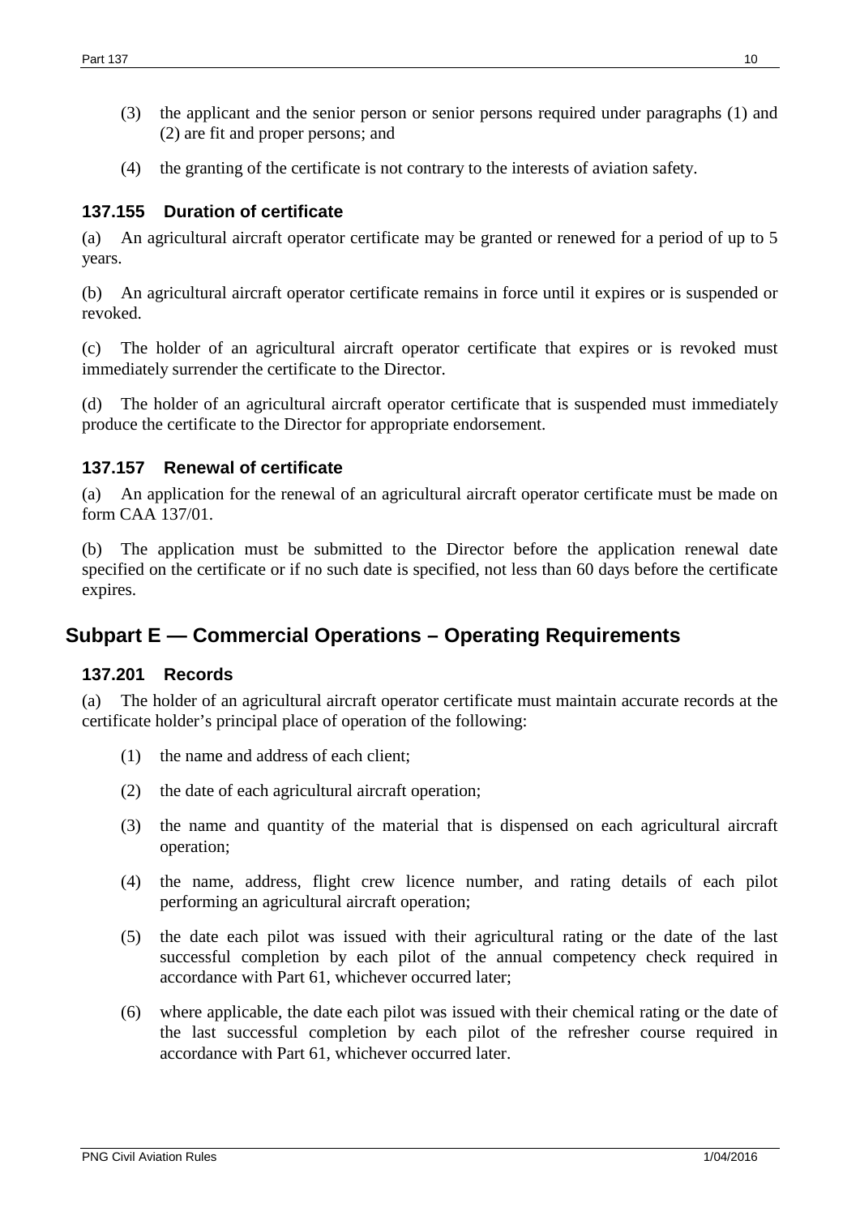(3) the applicant and the senior person or senior persons required under paragraphs (1) and (2) are fit and proper persons; and

(4) the granting of the certificate is not contrary to the interests of aviation safety.

### 137.155 Duration of certificate

(a) An agricultural aircraft operator certificate may be granted or renewed for a period of up to 5 years.

(b) An agricultural aircraft operator certificate remains in force until it expires or is suspended or revoked.

(c) The holder of an agricultural aircraft operator certificate that expires or is revoked must immediately surrender the certificate to the Director.

(d) The holder of an agricultural aircraft operator certificate that is suspended must immediately produce the certificate to the Director for appropriate endorsement.

### 137.157 Renewal of certificate

(a) An application for the renewal of an agricultural aircraft operator certificate must be made on form CAA 137/01.

(b) The application must be submitted to the Director before the application renewal date specified on the certificate or if no such date is specified, not less than 60 days before the certificate expires.

## Subpart E — Commercial Operations – Operating Requirements

### 137.201 Records

(a) The holder of an agricultural aircraft operator certificate must maintain accurate records at the certificate holder's principal place of operation of the following:

(1) the name and address of each client;

(2) the date of each agricultural aircraft operation;

(3) the name and quantity of the material that is dispensed on each agricultural aircraft operation;

(4) the name, address, flight crew licence number, and rating details of each pilot performing an agricultural aircraft operation;

(5) the date each pilot was issued with their agricultural rating or the date of the last successful completion by each pilot of the annual competency check required in accordance with Part 61, whichever occurred later;

(6) where applicable, the date each pilot was issued with their chemical rating or the date of the last successful completion by each pilot of the refresher course required in accordance with Part 61, whichever occurred later.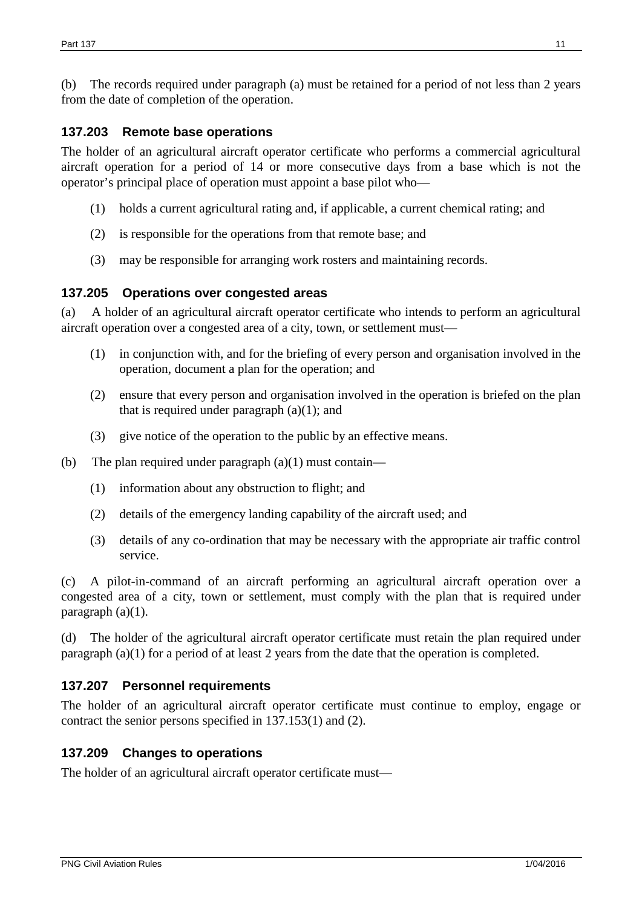(b) The records required under paragraph (a) must be retained for a period of not less than 2 years from the date of completion of the operation.

### 137.203 Remote base operations

The holder of an agricultural aircraft operator certificate who performs a commercial agricultural aircraft operation for a period of 14 or more consecutive days from a base which is not the operator's principal place of operation must appoint a base pilot who—

(1) holds a current agricultural rating and, if applicable, a current chemical rating; and

(2) is responsible for the operations from that remote base; and

(3) may be responsible for arranging work rosters and maintaining records.

### 137.205 Operations over congested areas

(a) A holder of an agricultural aircraft operator certificate who intends to perform an agricultural aircraft operation over a congested area of a city, town, or settlement must—

(1) in conjunction with, and for the briefing of every person and organisation involved in the operation, document a plan for the operation; and

(2) ensure that every person and organisation involved in the operation is briefed on the plan that is required under paragraph (a)(1); and

(3) give notice of the operation to the public by an effective means.

(b) The plan required under paragraph (a)(1) must contain—

(1) information about any obstruction to flight; and

(2) details of the emergency landing capability of the aircraft used; and

(3) details of any co-ordination that may be necessary with the appropriate air traffic control service.

(c) A pilot-in-command of an aircraft performing an agricultural aircraft operation over a congested area of a city, town or settlement, must comply with the plan that is required under paragraph (a)(1).

(d) The holder of the agricultural aircraft operator certificate must retain the plan required under paragraph (a)(1) for a period of at least 2 years from the date that the operation is completed.

### 137.207 Personnel requirements

The holder of an agricultural aircraft operator certificate must continue to employ, engage or contract the senior persons specified in 137.153(1) and (2).

### 137.209 Changes to operations

The holder of an agricultural aircraft operator certificate must—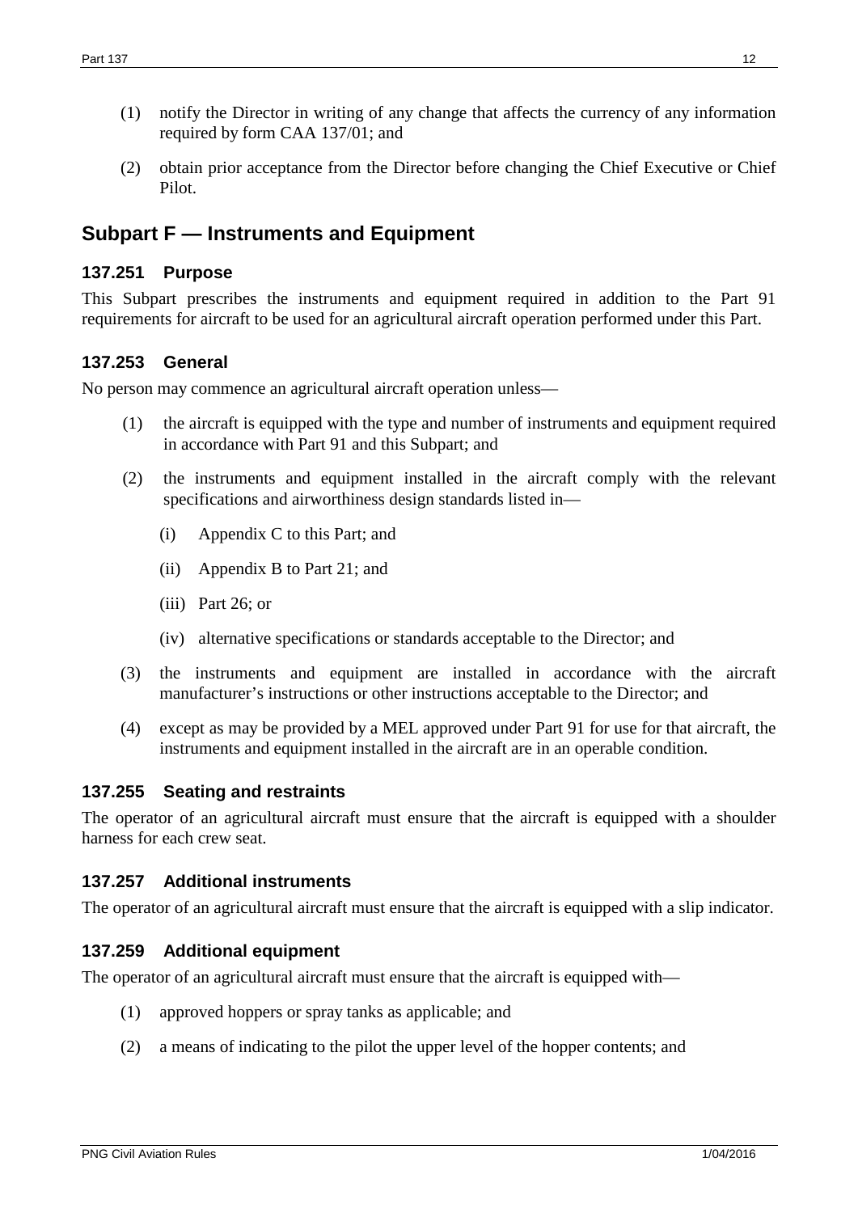(1) notify the Director in writing of any change that affects the currency of any information required by form CAA 137/01; and

(2) obtain prior acceptance from the Director before changing the Chief Executive or Chief Pilot.

## Subpart F — Instruments and Equipment

### 137.251 Purpose

This Subpart prescribes the instruments and equipment required in addition to the Part 91 requirements for aircraft to be used for an agricultural aircraft operation performed under this Part.

### 137.253 General

No person may commence an agricultural aircraft operation unless—

(1) the aircraft is equipped with the type and number of instruments and equipment required in accordance with Part 91 and this Subpart; and

(2) the instruments and equipment installed in the aircraft comply with the relevant specifications and airworthiness design standards listed in—

(i) Appendix C to this Part; and

(ii) Appendix B to Part 21; and

(iii) Part 26; or

(iv) alternative specifications or standards acceptable to the Director; and

(3) the instruments and equipment are installed in accordance with the aircraft manufacturer's instructions or other instructions acceptable to the Director; and

(4) except as may be provided by a MEL approved under Part 91 for use for that aircraft, the instruments and equipment installed in the aircraft are in an operable condition.

### 137.255 Seating and restraints

The operator of an agricultural aircraft must ensure that the aircraft is equipped with a shoulder harness for each crew seat.

### 137.257 Additional instruments

The operator of an agricultural aircraft must ensure that the aircraft is equipped with a slip indicator.

### 137.259 Additional equipment

The operator of an agricultural aircraft must ensure that the aircraft is equipped with—

(1) approved hoppers or spray tanks as applicable; and

(2) a means of indicating to the pilot the upper level of the hopper contents; and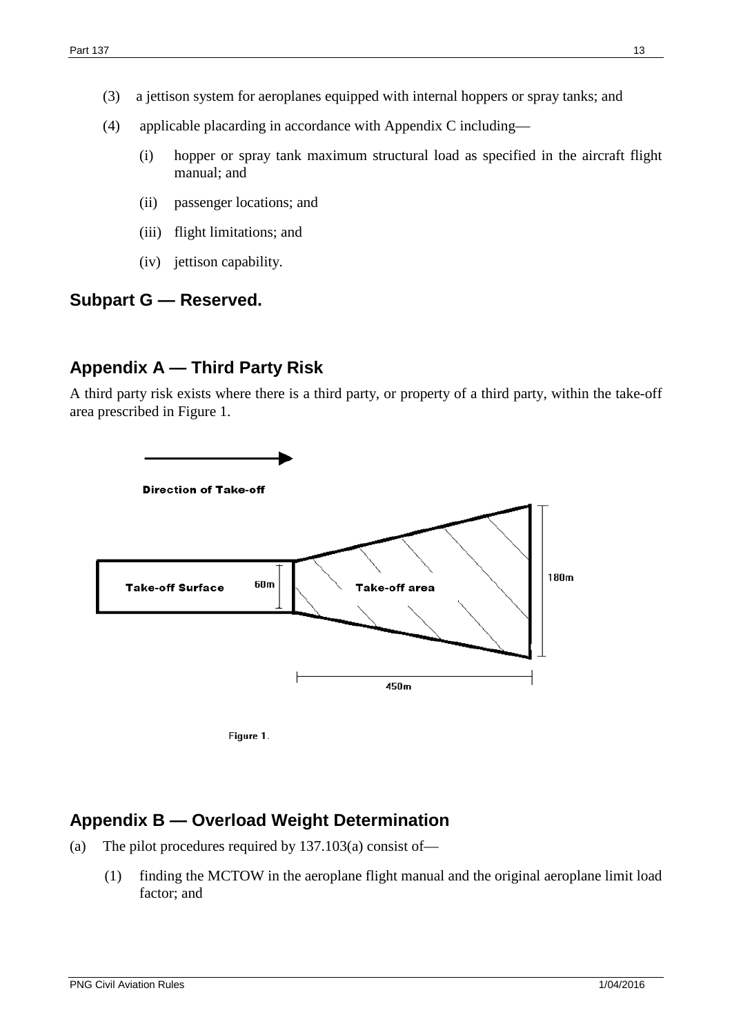(3) a jettison system for aeroplanes equipped with internal hoppers or spray tanks; and

(4) applicable placarding in accordance with Appendix C including—

   (i) hopper or spray tank maximum structural load as specified in the aircraft flight manual; and

   (ii) passenger locations; and

   (iii) flight limitations; and

   (iv) jettison capability.

## Subpart G — Reserved.

## Appendix A — Third Party Risk

A third party risk exists where there is a third party, or property of a third party, within the take-off area prescribed in Figure 1.

Direction of Take-off

Take-off Surface 60m Take-off area 180m

450m

Figure 1.

## Appendix B — Overload Weight Determination

(a) The pilot procedures required by 137.103(a) consist of—

   (1) finding the MCTOW in the aeroplane flight manual and the original aeroplane limit load factor; and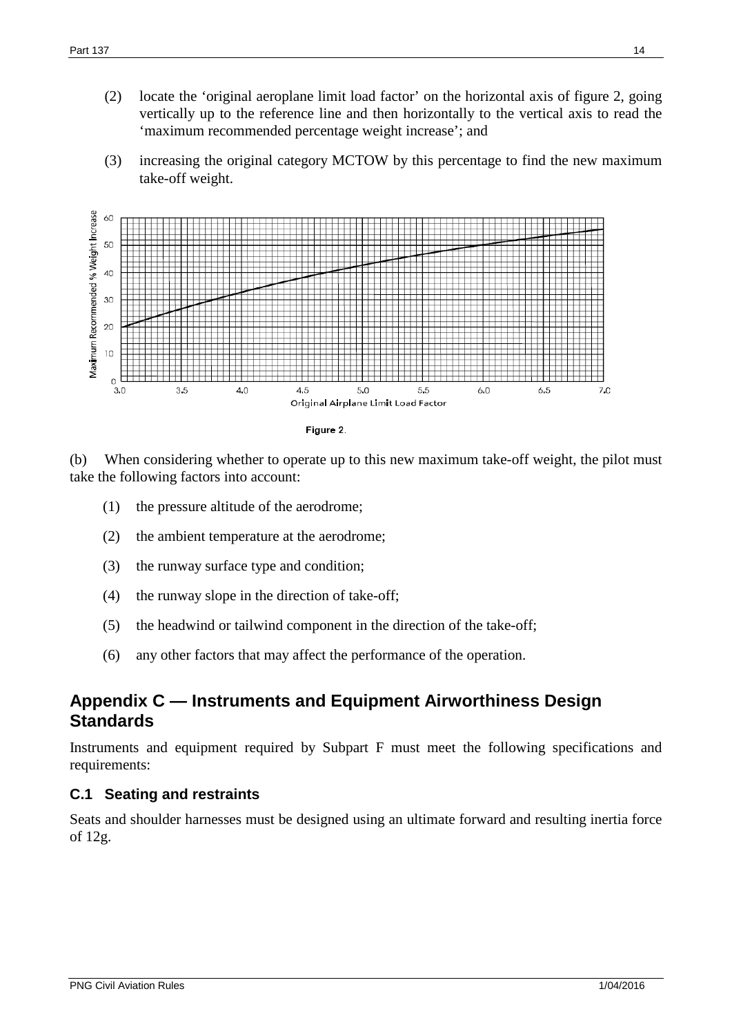(2) locate the 'original aeroplane limit load factor' on the horizontal axis of figure 2, going vertically up to the reference line and then horizontally to the vertical axis to read the 'maximum recommended percentage weight increase'; and

(3) increasing the original category MCTOW by this percentage to find the new maximum take-off weight.

Figure 2.

(b) When considering whether to operate up to this new maximum take-off weight, the pilot must take the following factors into account:

(1) the pressure altitude of the aerodrome;

(2) the ambient temperature at the aerodrome;

(3) the runway surface type and condition;

(4) the runway slope in the direction of take-off;

(5) the headwind or tailwind component in the direction of the take-off;

(6) any other factors that may affect the performance of the operation.

## Appendix C — Instruments and Equipment Airworthiness Design Standards

Instruments and equipment required by Subpart F must meet the following specifications and requirements:

### C.1 Seating and restraints

Seats and shoulder harnesses must be designed using an ultimate forward and resulting inertia force of 12g.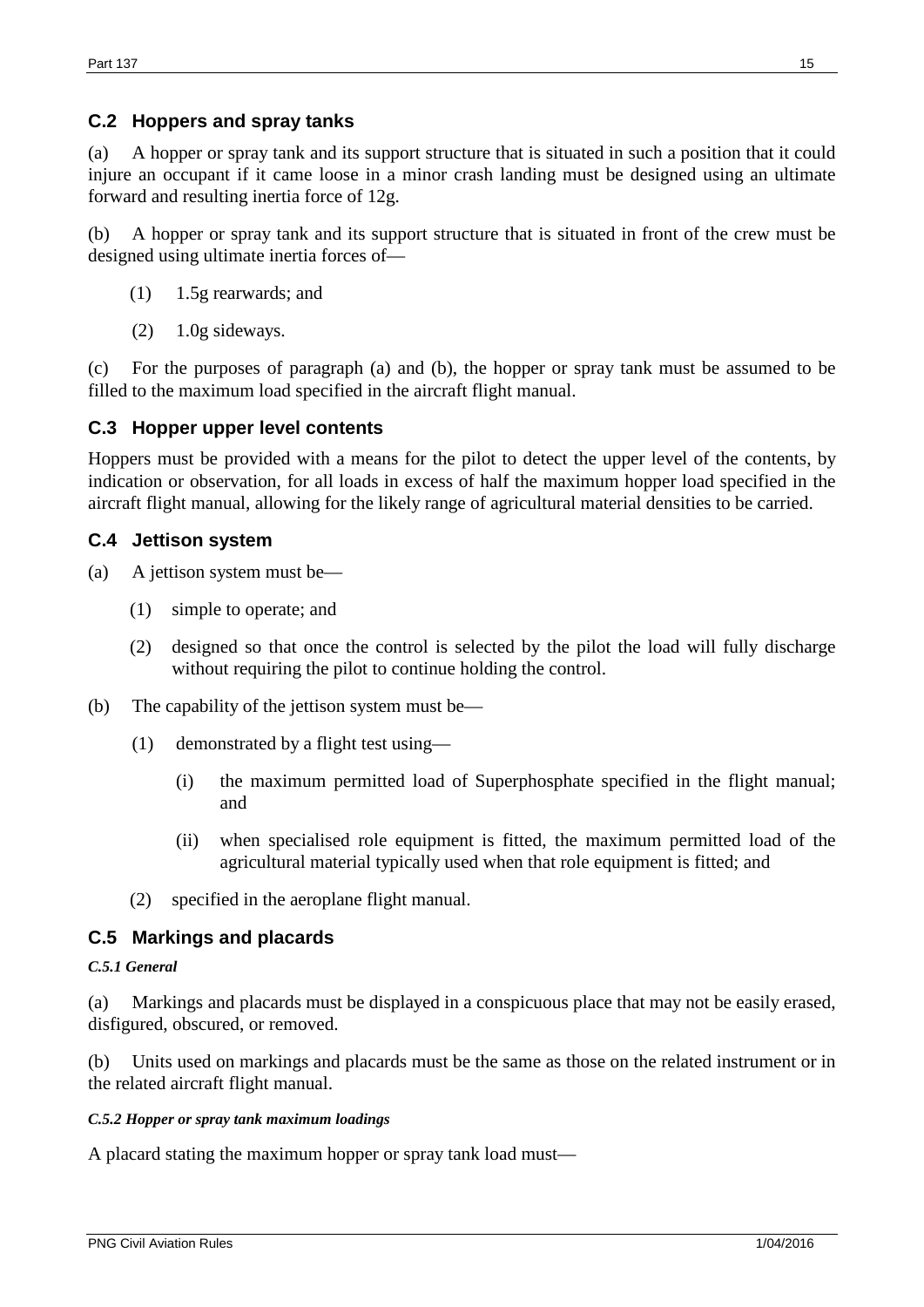## C.2 Hoppers and spray tanks

(a) A hopper or spray tank and its support structure that is situated in such a position that it could injure an occupant if it came loose in a minor crash landing must be designed using an ultimate forward and resulting inertia force of 12g.

(b) A hopper or spray tank and its support structure that is situated in front of the crew must be designed using ultimate inertia forces of—

(1) 1.5g rearwards; and

(2) 1.0g sideways.

(c) For the purposes of paragraph (a) and (b), the hopper or spray tank must be assumed to be filled to the maximum load specified in the aircraft flight manual.

## C.3 Hopper upper level contents

Hoppers must be provided with a means for the pilot to detect the upper level of the contents, by indication or observation, for all loads in excess of half the maximum hopper load specified in the aircraft flight manual, allowing for the likely range of agricultural material densities to be carried.

## C.4 Jettison system

(a) A jettison system must be—

(1) simple to operate; and

(2) designed so that once the control is selected by the pilot the load will fully discharge without requiring the pilot to continue holding the control.

(b) The capability of the jettison system must be—

(1) demonstrated by a flight test using—

(i) the maximum permitted load of Superphosphate specified in the flight manual; and

(ii) when specialised role equipment is fitted, the maximum permitted load of the agricultural material typically used when that role equipment is fitted; and

(2) specified in the aeroplane flight manual.

## C.5 Markings and placards

#### *C.5.1 General*

(a) Markings and placards must be displayed in a conspicuous place that may not be easily erased, disfigured, obscured, or removed.

(b) Units used on markings and placards must be the same as those on the related instrument or in the related aircraft flight manual.

#### *C.5.2 Hopper or spray tank maximum loadings*

A placard stating the maximum hopper or spray tank load must—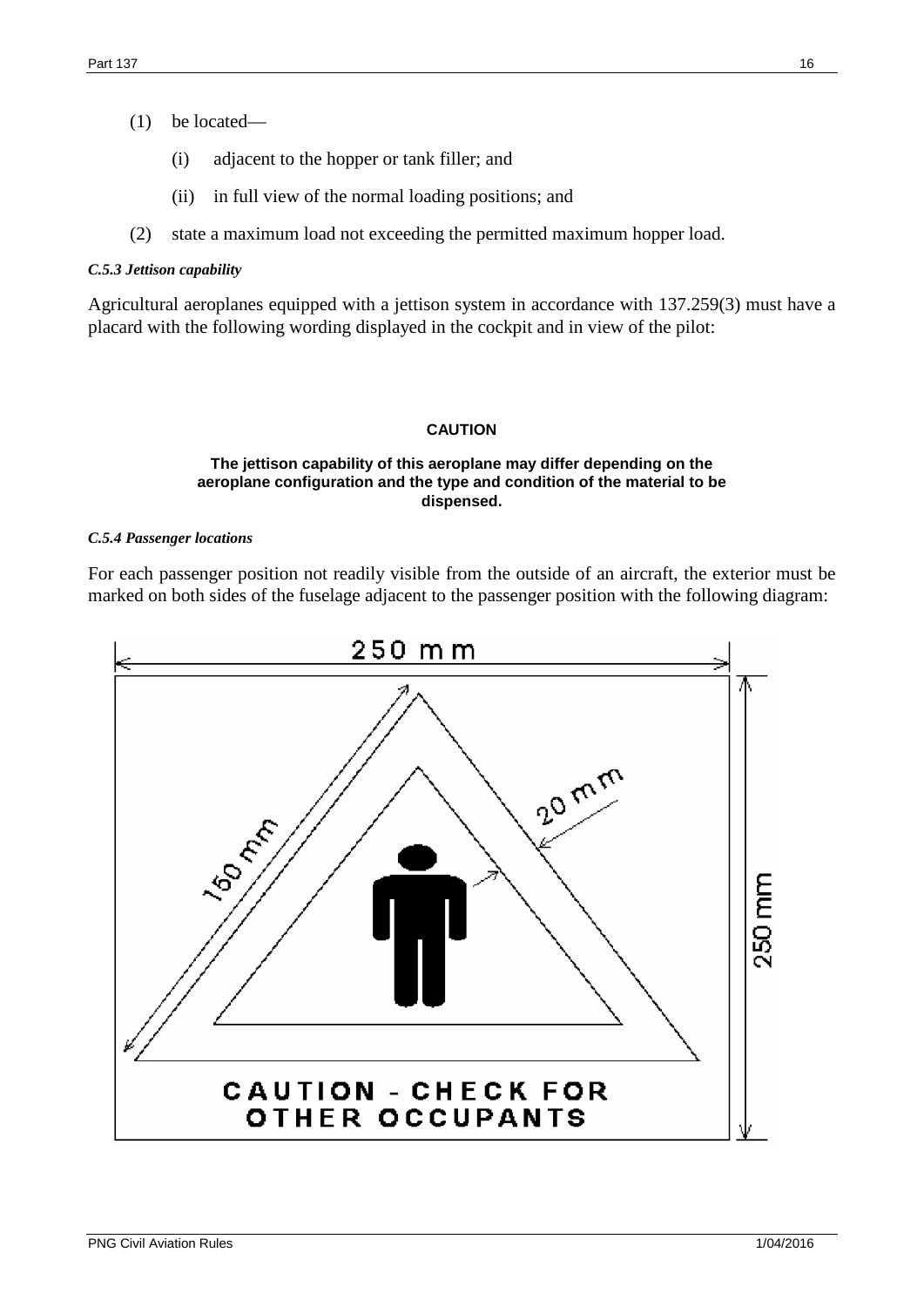(1) be located—

   (i) adjacent to the hopper or tank filler; and

   (ii) in full view of the normal loading positions; and

(2) state a maximum load not exceeding the permitted maximum hopper load.

***C.5.3 Jettison capability***

Agricultural aeroplanes equipped with a jettison system in accordance with 137.259(3) must have a placard with the following wording displayed in the cockpit and in view of the pilot:

**CAUTION**

**The jettison capability of this aeroplane may differ depending on the aeroplane configuration and the type and condition of the material to be dispensed.**

***C.5.4 Passenger locations***

For each passenger position not readily visible from the outside of an aircraft, the exterior must be marked on both sides of the fuselage adjacent to the passenger position with the following diagram:

250 mm

150 mm

20 mm

250 mm

CAUTION - CHECK FOR OTHER OCCUPANTS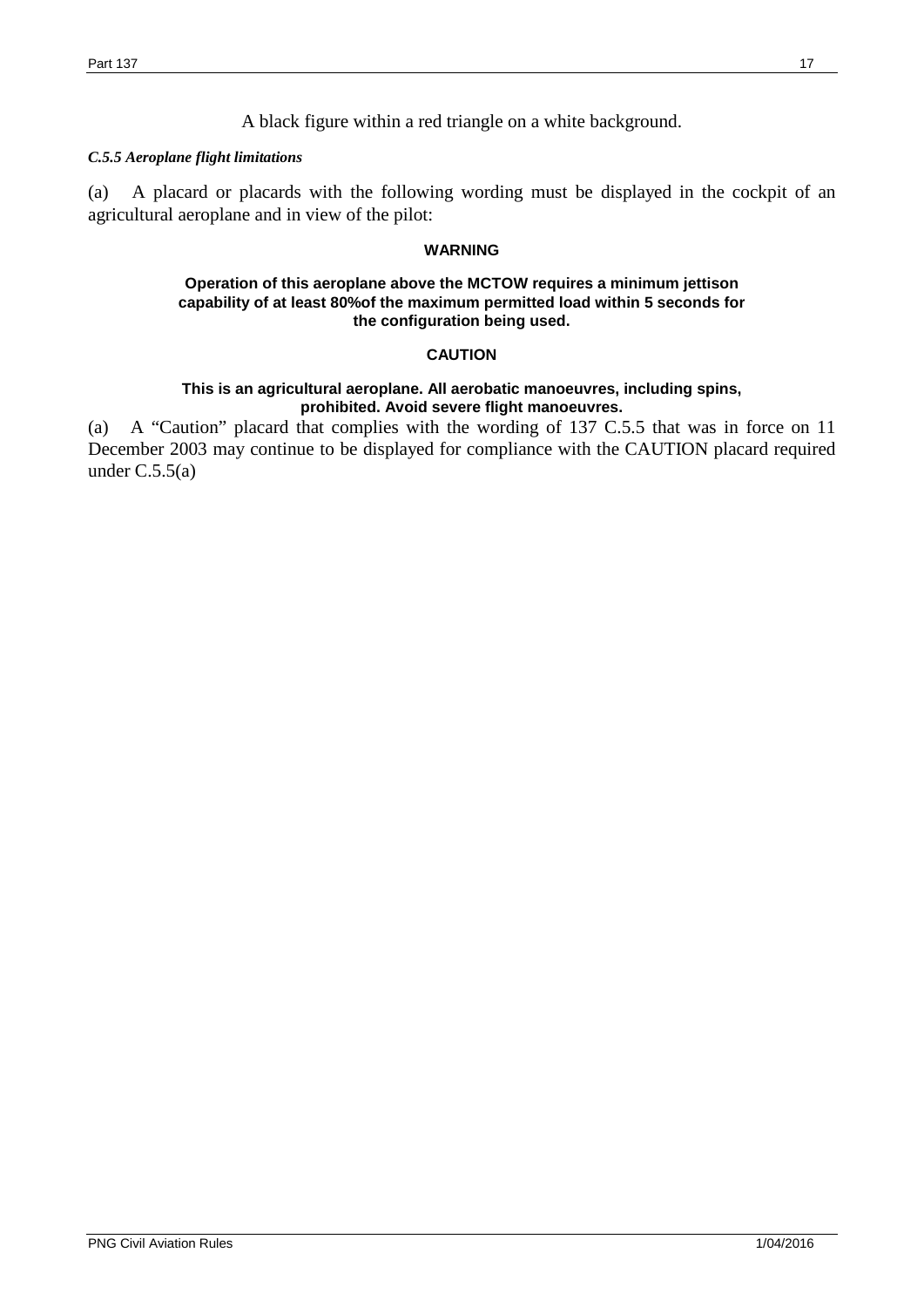A black figure within a red triangle on a white background.

***C.5.5 Aeroplane flight limitations***

(a) A placard or placards with the following wording must be displayed in the cockpit of an agricultural aeroplane and in view of the pilot:

**WARNING**

**Operation of this aeroplane above the MCTOW requires a minimum jettison capability of at least 80%of the maximum permitted load within 5 seconds for the configuration being used.**

**CAUTION**

**This is an agricultural aeroplane. All aerobatic manoeuvres, including spins, prohibited. Avoid severe flight manoeuvres.**

(a) A "Caution" placard that complies with the wording of 137 C.5.5 that was in force on 11 December 2003 may continue to be displayed for compliance with the CAUTION placard required under C.5.5(a)